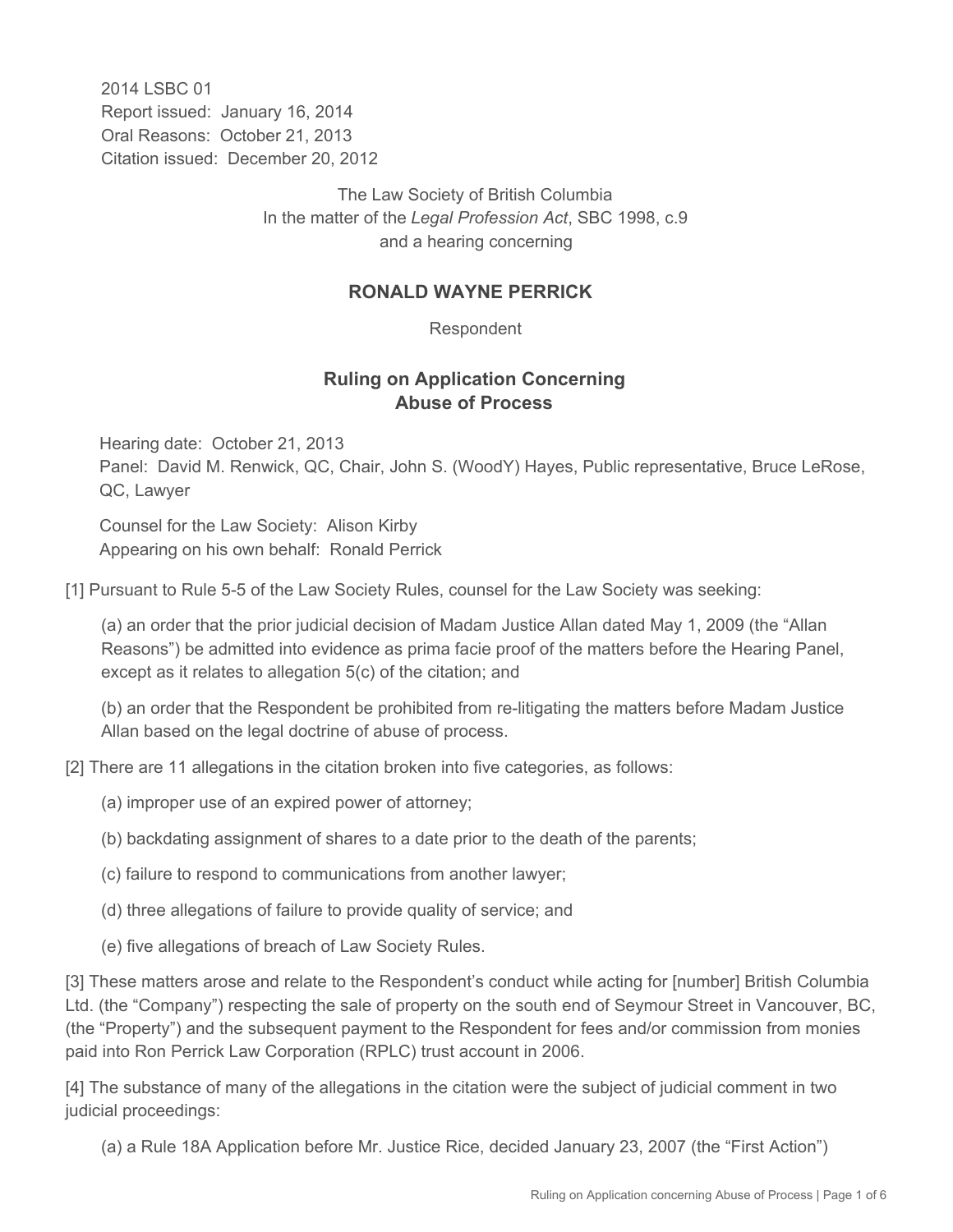2014 LSBC 01
Report issued: January 16, 2014
Oral Reasons: October 21, 2013
Citation issued: December 20, 2012

The Law Society of British Columbia
In the matter of the *Legal Profession Act*, SBC 1998, c.9
and a hearing concerning

## RONALD WAYNE PERRICK

Respondent

## Ruling on Application Concerning Abuse of Process

Hearing date: October 21, 2013
Panel: David M. Renwick, QC, Chair, John S. (WoodY) Hayes, Public representative, Bruce LeRose, QC, Lawyer

Counsel for the Law Society: Alison Kirby
Appearing on his own behalf: Ronald Perrick

[1] Pursuant to Rule 5-5 of the Law Society Rules, counsel for the Law Society was seeking:

(a) an order that the prior judicial decision of Madam Justice Allan dated May 1, 2009 (the "Allan Reasons") be admitted into evidence as prima facie proof of the matters before the Hearing Panel, except as it relates to allegation 5(c) of the citation; and

(b) an order that the Respondent be prohibited from re-litigating the matters before Madam Justice Allan based on the legal doctrine of abuse of process.

[2] There are 11 allegations in the citation broken into five categories, as follows:

(a) improper use of an expired power of attorney;

(b) backdating assignment of shares to a date prior to the death of the parents;

(c) failure to respond to communications from another lawyer;

(d) three allegations of failure to provide quality of service; and

(e) five allegations of breach of Law Society Rules.

[3] These matters arose and relate to the Respondent's conduct while acting for [number] British Columbia Ltd. (the "Company") respecting the sale of property on the south end of Seymour Street in Vancouver, BC, (the "Property") and the subsequent payment to the Respondent for fees and/or commission from monies paid into Ron Perrick Law Corporation (RPLC) trust account in 2006.

[4] The substance of many of the allegations in the citation were the subject of judicial comment in two judicial proceedings:

(a) a Rule 18A Application before Mr. Justice Rice, decided January 23, 2007 (the "First Action")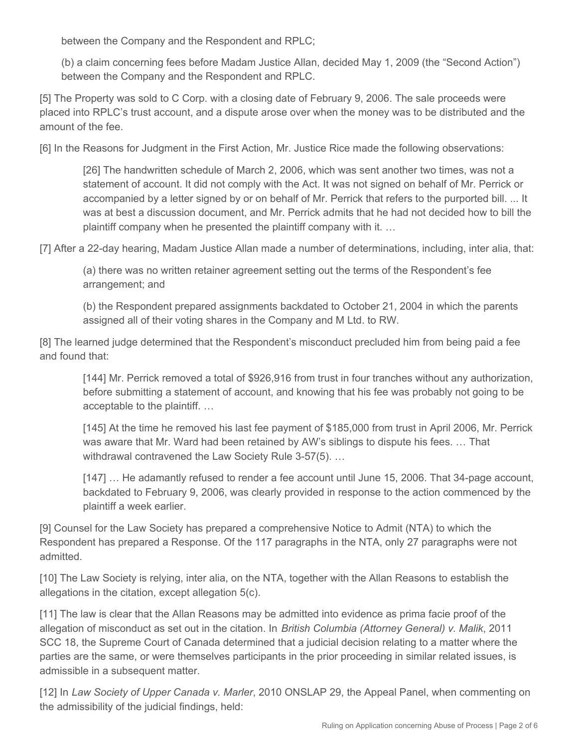between the Company and the Respondent and RPLC;

(b) a claim concerning fees before Madam Justice Allan, decided May 1, 2009 (the "Second Action") between the Company and the Respondent and RPLC.

[5] The Property was sold to C Corp. with a closing date of February 9, 2006. The sale proceeds were placed into RPLC's trust account, and a dispute arose over when the money was to be distributed and the amount of the fee.

[6] In the Reasons for Judgment in the First Action, Mr. Justice Rice made the following observations:

> [26] The handwritten schedule of March 2, 2006, which was sent another two times, was not a statement of account. It did not comply with the Act. It was not signed on behalf of Mr. Perrick or accompanied by a letter signed by or on behalf of Mr. Perrick that refers to the purported bill. ... It was at best a discussion document, and Mr. Perrick admits that he had not decided how to bill the plaintiff company when he presented the plaintiff company with it. …

[7] After a 22-day hearing, Madam Justice Allan made a number of determinations, including, inter alia, that:

> (a) there was no written retainer agreement setting out the terms of the Respondent's fee arrangement; and
>
> (b) the Respondent prepared assignments backdated to October 21, 2004 in which the parents assigned all of their voting shares in the Company and M Ltd. to RW.

[8] The learned judge determined that the Respondent's misconduct precluded him from being paid a fee and found that:

> [144] Mr. Perrick removed a total of $926,916 from trust in four tranches without any authorization, before submitting a statement of account, and knowing that his fee was probably not going to be acceptable to the plaintiff. …
>
> [145] At the time he removed his last fee payment of $185,000 from trust in April 2006, Mr. Perrick was aware that Mr. Ward had been retained by AW's siblings to dispute his fees. … That withdrawal contravened the Law Society Rule 3-57(5). …
>
> [147] … He adamantly refused to render a fee account until June 15, 2006. That 34-page account, backdated to February 9, 2006, was clearly provided in response to the action commenced by the plaintiff a week earlier.

[9] Counsel for the Law Society has prepared a comprehensive Notice to Admit (NTA) to which the Respondent has prepared a Response. Of the 117 paragraphs in the NTA, only 27 paragraphs were not admitted.

[10] The Law Society is relying, inter alia, on the NTA, together with the Allan Reasons to establish the allegations in the citation, except allegation 5(c).

[11] The law is clear that the Allan Reasons may be admitted into evidence as prima facie proof of the allegation of misconduct as set out in the citation. In *British Columbia (Attorney General) v. Malik*, 2011 SCC 18, the Supreme Court of Canada determined that a judicial decision relating to a matter where the parties are the same, or were themselves participants in the prior proceeding in similar related issues, is admissible in a subsequent matter.

[12] In *Law Society of Upper Canada v. Marler*, 2010 ONSLAP 29, the Appeal Panel, when commenting on the admissibility of the judicial findings, held: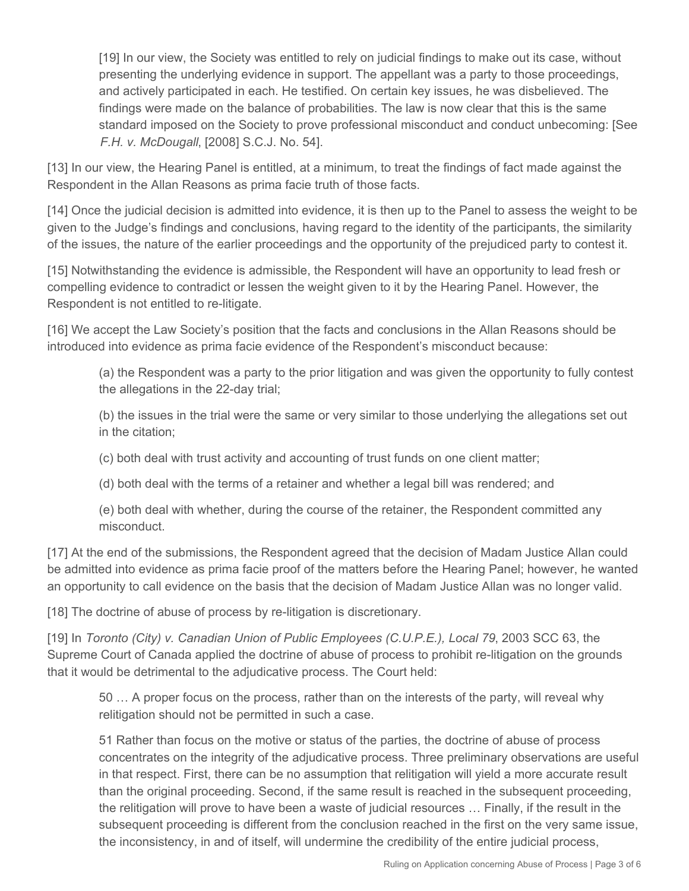> [19] In our view, the Society was entitled to rely on judicial findings to make out its case, without presenting the underlying evidence in support. The appellant was a party to those proceedings, and actively participated in each. He testified. On certain key issues, he was disbelieved. The findings were made on the balance of probabilities. The law is now clear that this is the same standard imposed on the Society to prove professional misconduct and conduct unbecoming: [See *F.H. v. McDougall*, [2008] S.C.J. No. 54].

[13] In our view, the Hearing Panel is entitled, at a minimum, to treat the findings of fact made against the Respondent in the Allan Reasons as prima facie truth of those facts.

[14] Once the judicial decision is admitted into evidence, it is then up to the Panel to assess the weight to be given to the Judge's findings and conclusions, having regard to the identity of the participants, the similarity of the issues, the nature of the earlier proceedings and the opportunity of the prejudiced party to contest it.

[15] Notwithstanding the evidence is admissible, the Respondent will have an opportunity to lead fresh or compelling evidence to contradict or lessen the weight given to it by the Hearing Panel. However, the Respondent is not entitled to re-litigate.

[16] We accept the Law Society's position that the facts and conclusions in the Allan Reasons should be introduced into evidence as prima facie evidence of the Respondent's misconduct because:

> (a) the Respondent was a party to the prior litigation and was given the opportunity to fully contest the allegations in the 22-day trial;
>
> (b) the issues in the trial were the same or very similar to those underlying the allegations set out in the citation;
>
> (c) both deal with trust activity and accounting of trust funds on one client matter;
>
> (d) both deal with the terms of a retainer and whether a legal bill was rendered; and
>
> (e) both deal with whether, during the course of the retainer, the Respondent committed any misconduct.

[17] At the end of the submissions, the Respondent agreed that the decision of Madam Justice Allan could be admitted into evidence as prima facie proof of the matters before the Hearing Panel; however, he wanted an opportunity to call evidence on the basis that the decision of Madam Justice Allan was no longer valid.

[18] The doctrine of abuse of process by re-litigation is discretionary.

[19] In *Toronto (City) v. Canadian Union of Public Employees (C.U.P.E.), Local 79*, 2003 SCC 63, the Supreme Court of Canada applied the doctrine of abuse of process to prohibit re-litigation on the grounds that it would be detrimental to the adjudicative process. The Court held:

> 50 … A proper focus on the process, rather than on the interests of the party, will reveal why relitigation should not be permitted in such a case.
>
> 51 Rather than focus on the motive or status of the parties, the doctrine of abuse of process concentrates on the integrity of the adjudicative process. Three preliminary observations are useful in that respect. First, there can be no assumption that relitigation will yield a more accurate result than the original proceeding. Second, if the same result is reached in the subsequent proceeding, the relitigation will prove to have been a waste of judicial resources … Finally, if the result in the subsequent proceeding is different from the conclusion reached in the first on the very same issue, the inconsistency, in and of itself, will undermine the credibility of the entire judicial process,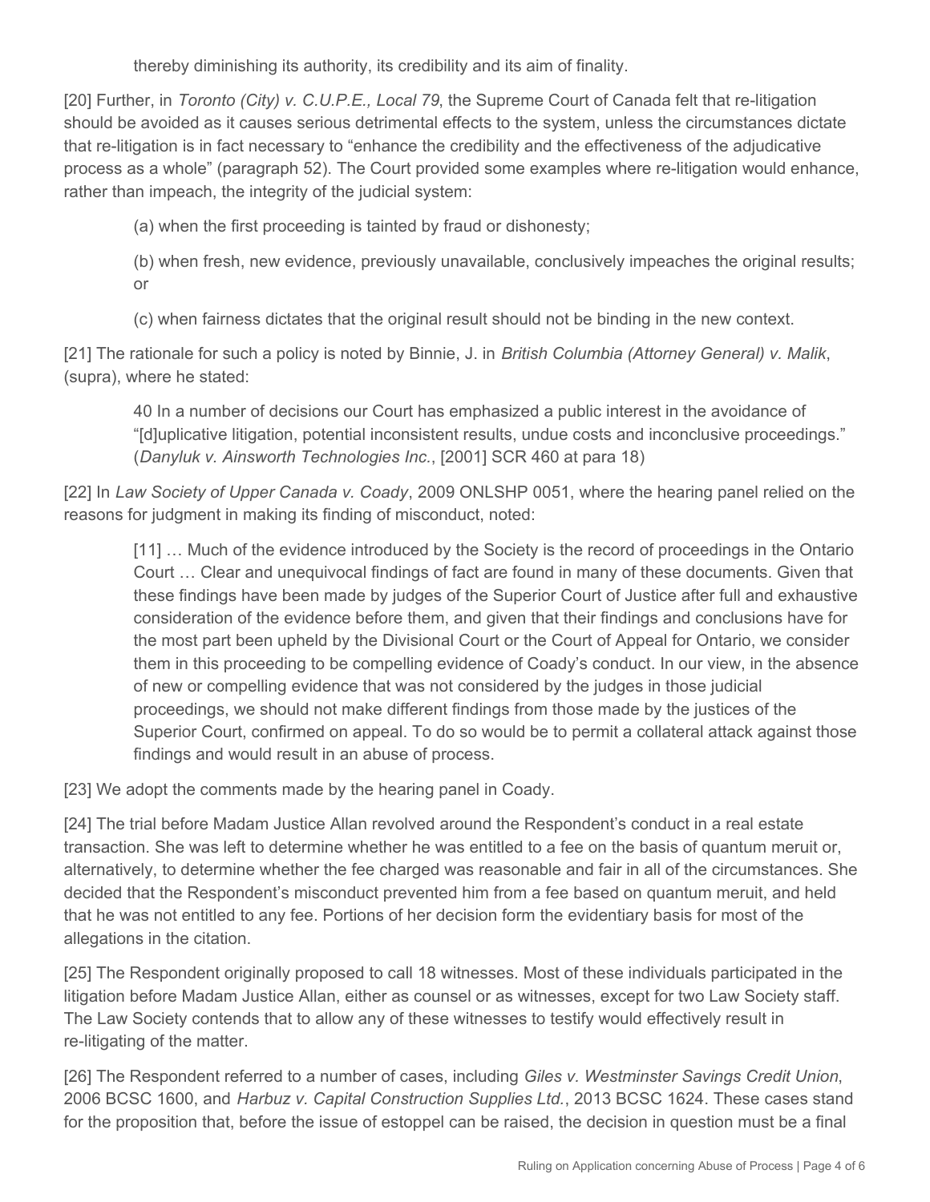thereby diminishing its authority, its credibility and its aim of finality.

[20] Further, in *Toronto (City) v. C.U.P.E., Local 79*, the Supreme Court of Canada felt that re-litigation should be avoided as it causes serious detrimental effects to the system, unless the circumstances dictate that re-litigation is in fact necessary to "enhance the credibility and the effectiveness of the adjudicative process as a whole" (paragraph 52). The Court provided some examples where re-litigation would enhance, rather than impeach, the integrity of the judicial system:

> (a) when the first proceeding is tainted by fraud or dishonesty;
>
> (b) when fresh, new evidence, previously unavailable, conclusively impeaches the original results; or
>
> (c) when fairness dictates that the original result should not be binding in the new context.

[21] The rationale for such a policy is noted by Binnie, J. in *British Columbia (Attorney General) v. Malik*, (supra), where he stated:

> 40 In a number of decisions our Court has emphasized a public interest in the avoidance of "[d]uplicative litigation, potential inconsistent results, undue costs and inconclusive proceedings." (*Danyluk v. Ainsworth Technologies Inc.*, [2001] SCR 460 at para 18)

[22] In *Law Society of Upper Canada v. Coady*, 2009 ONLSHP 0051, where the hearing panel relied on the reasons for judgment in making its finding of misconduct, noted:

> [11] … Much of the evidence introduced by the Society is the record of proceedings in the Ontario Court … Clear and unequivocal findings of fact are found in many of these documents. Given that these findings have been made by judges of the Superior Court of Justice after full and exhaustive consideration of the evidence before them, and given that their findings and conclusions have for the most part been upheld by the Divisional Court or the Court of Appeal for Ontario, we consider them in this proceeding to be compelling evidence of Coady's conduct. In our view, in the absence of new or compelling evidence that was not considered by the judges in those judicial proceedings, we should not make different findings from those made by the justices of the Superior Court, confirmed on appeal. To do so would be to permit a collateral attack against those findings and would result in an abuse of process.

[23] We adopt the comments made by the hearing panel in Coady.

[24] The trial before Madam Justice Allan revolved around the Respondent's conduct in a real estate transaction. She was left to determine whether he was entitled to a fee on the basis of quantum meruit or, alternatively, to determine whether the fee charged was reasonable and fair in all of the circumstances. She decided that the Respondent's misconduct prevented him from a fee based on quantum meruit, and held that he was not entitled to any fee. Portions of her decision form the evidentiary basis for most of the allegations in the citation.

[25] The Respondent originally proposed to call 18 witnesses. Most of these individuals participated in the litigation before Madam Justice Allan, either as counsel or as witnesses, except for two Law Society staff. The Law Society contends that to allow any of these witnesses to testify would effectively result in re-litigating of the matter.

[26] The Respondent referred to a number of cases, including *Giles v. Westminster Savings Credit Union*, 2006 BCSC 1600, and *Harbuz v. Capital Construction Supplies Ltd.*, 2013 BCSC 1624. These cases stand for the proposition that, before the issue of estoppel can be raised, the decision in question must be a final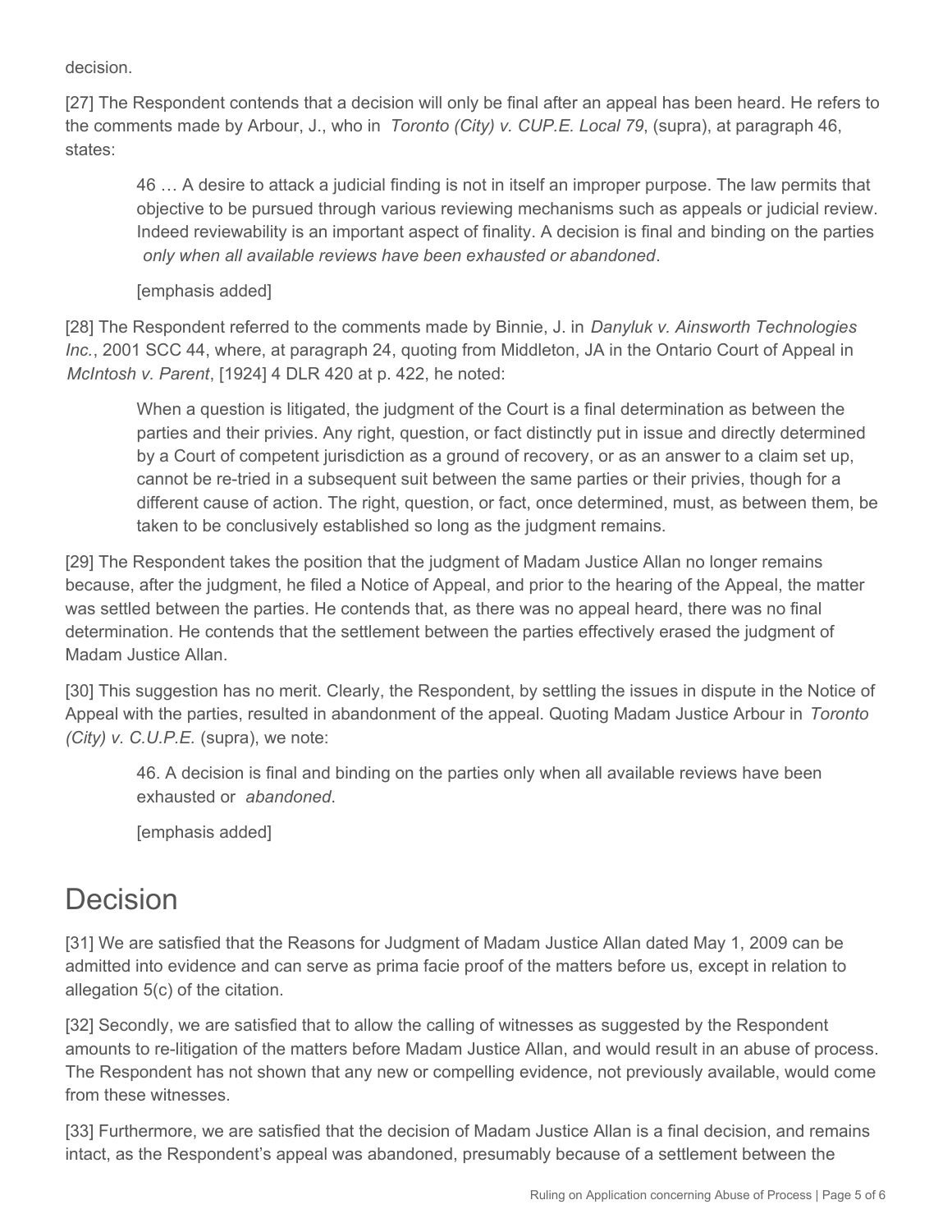decision.

[27] The Respondent contends that a decision will only be final after an appeal has been heard. He refers to the comments made by Arbour, J., who in *Toronto (City) v. CUP.E. Local 79*, (supra), at paragraph 46, states:

> 46 … A desire to attack a judicial finding is not in itself an improper purpose. The law permits that objective to be pursued through various reviewing mechanisms such as appeals or judicial review. Indeed reviewability is an important aspect of finality. A decision is final and binding on the parties *only when all available reviews have been exhausted or abandoned*.
>
> [emphasis added]

[28] The Respondent referred to the comments made by Binnie, J. in *Danyluk v. Ainsworth Technologies Inc.*, 2001 SCC 44, where, at paragraph 24, quoting from Middleton, JA in the Ontario Court of Appeal in *McIntosh v. Parent*, [1924] 4 DLR 420 at p. 422, he noted:

> When a question is litigated, the judgment of the Court is a final determination as between the parties and their privies. Any right, question, or fact distinctly put in issue and directly determined by a Court of competent jurisdiction as a ground of recovery, or as an answer to a claim set up, cannot be re-tried in a subsequent suit between the same parties or their privies, though for a different cause of action. The right, question, or fact, once determined, must, as between them, be taken to be conclusively established so long as the judgment remains.

[29] The Respondent takes the position that the judgment of Madam Justice Allan no longer remains because, after the judgment, he filed a Notice of Appeal, and prior to the hearing of the Appeal, the matter was settled between the parties. He contends that, as there was no appeal heard, there was no final determination. He contends that the settlement between the parties effectively erased the judgment of Madam Justice Allan.

[30] This suggestion has no merit. Clearly, the Respondent, by settling the issues in dispute in the Notice of Appeal with the parties, resulted in abandonment of the appeal. Quoting Madam Justice Arbour in *Toronto (City) v. C.U.P.E.* (supra), we note:

> 46. A decision is final and binding on the parties only when all available reviews have been exhausted or *abandoned*.
>
> [emphasis added]

# Decision

[31] We are satisfied that the Reasons for Judgment of Madam Justice Allan dated May 1, 2009 can be admitted into evidence and can serve as prima facie proof of the matters before us, except in relation to allegation 5(c) of the citation.

[32] Secondly, we are satisfied that to allow the calling of witnesses as suggested by the Respondent amounts to re-litigation of the matters before Madam Justice Allan, and would result in an abuse of process. The Respondent has not shown that any new or compelling evidence, not previously available, would come from these witnesses.

[33] Furthermore, we are satisfied that the decision of Madam Justice Allan is a final decision, and remains intact, as the Respondent's appeal was abandoned, presumably because of a settlement between the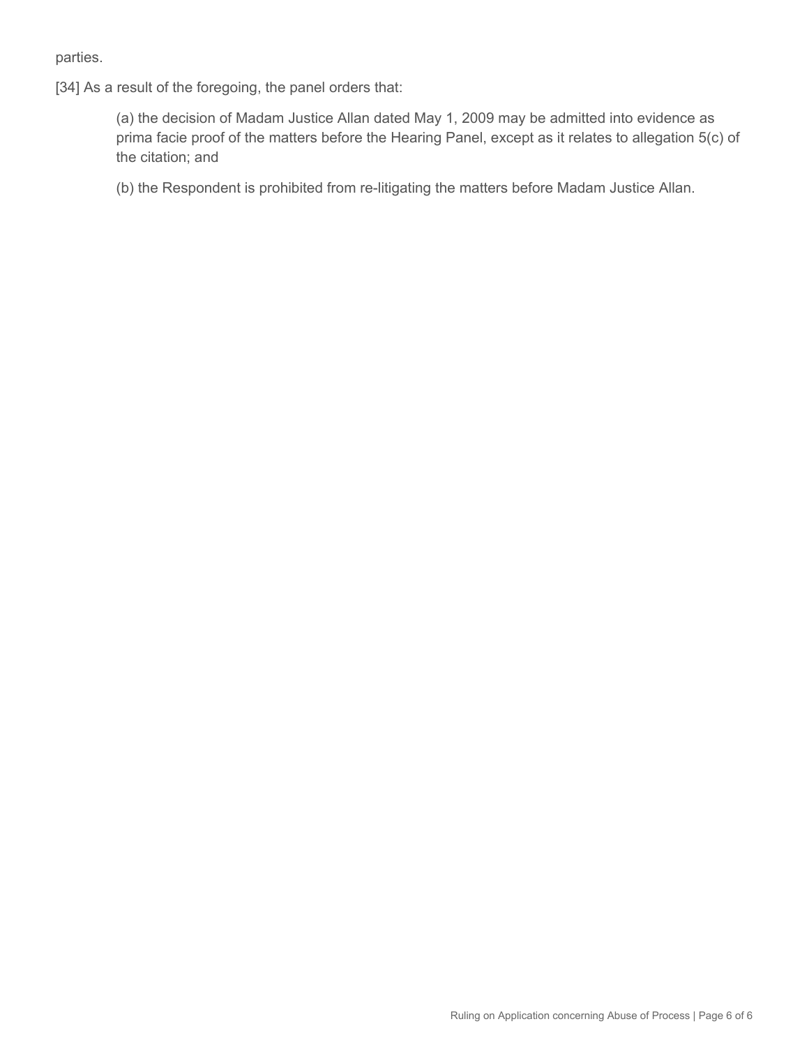parties.

[34] As a result of the foregoing, the panel orders that:

> (a) the decision of Madam Justice Allan dated May 1, 2009 may be admitted into evidence as prima facie proof of the matters before the Hearing Panel, except as it relates to allegation 5(c) of the citation; and
>
> (b) the Respondent is prohibited from re-litigating the matters before Madam Justice Allan.